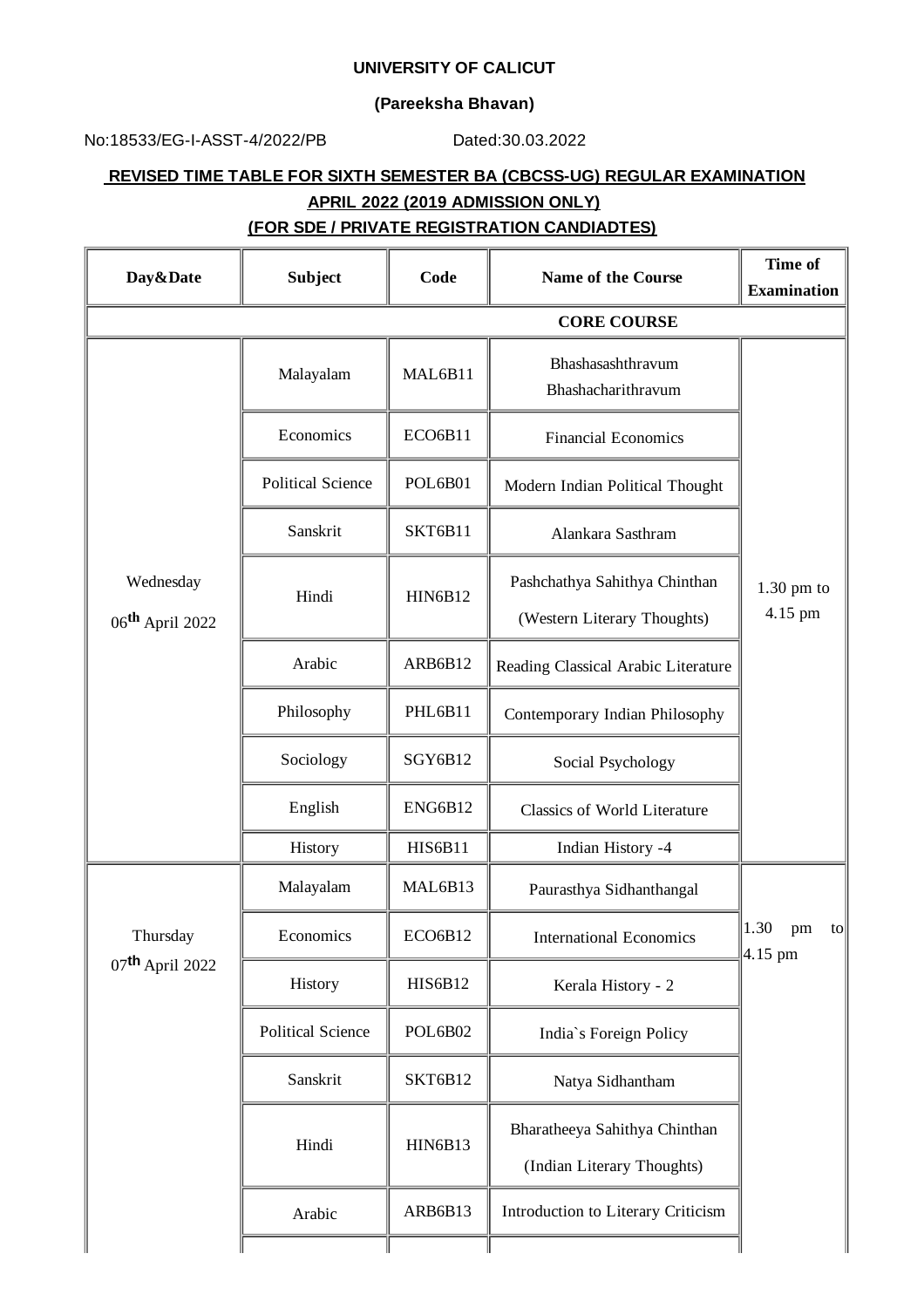**UNIVERSITY OF CALICUT**

**(Pareeksha Bhavan)**

No:18533/EG-I-ASST-4/2022/PB Dated:30.03.2022

## REVISED TIME TABLE FOR SIXTH SEMESTER BA (CBCSS-UG) REGULAR EXAMINATION APRIL 2022 (2019 ADMISSION ONLY) (FOR SDE / PRIVATE REGISTRATION CANDIADTES)

| Day&Date | Subject | Code | Name of the Course | Time of Examination |
|---|---|---|---|---|
| | | | **CORE COURSE** | |
| Wednesday 06th April 2022 | Malayalam | MAL6B11 | Bhashasashthravum Bhashacharithravum | 1.30 pm to 4.15 pm |
| | Economics | ECO6B11 | Financial Economics | |
| | Political Science | POL6B01 | Modern Indian Political Thought | |
| | Sanskrit | SKT6B11 | Alankara Sasthram | |
| | Hindi | HIN6B12 | Pashchathya Sahithya Chinthan (Western Literary Thoughts) | |
| | Arabic | ARB6B12 | Reading Classical Arabic Literature | |
| | Philosophy | PHL6B11 | Contemporary Indian Philosophy | |
| | Sociology | SGY6B12 | Social Psychology | |
| | English | ENG6B12 | Classics of World Literature | |
| | History | HIS6B11 | Indian History -4 | |
| Thursday 07th April 2022 | Malayalam | MAL6B13 | Paurasthya Sidhanthangal | 1.30 pm to 4.15 pm |
| | Economics | ECO6B12 | International Economics | |
| | History | HIS6B12 | Kerala History - 2 | |
| | Political Science | POL6B02 | India`s Foreign Policy | |
| | Sanskrit | SKT6B12 | Natya Sidhantham | |
| | Hindi | HIN6B13 | Bharatheeya Sahithya Chinthan (Indian Literary Thoughts) | |
| | Arabic | ARB6B13 | Introduction to Literary Criticism | |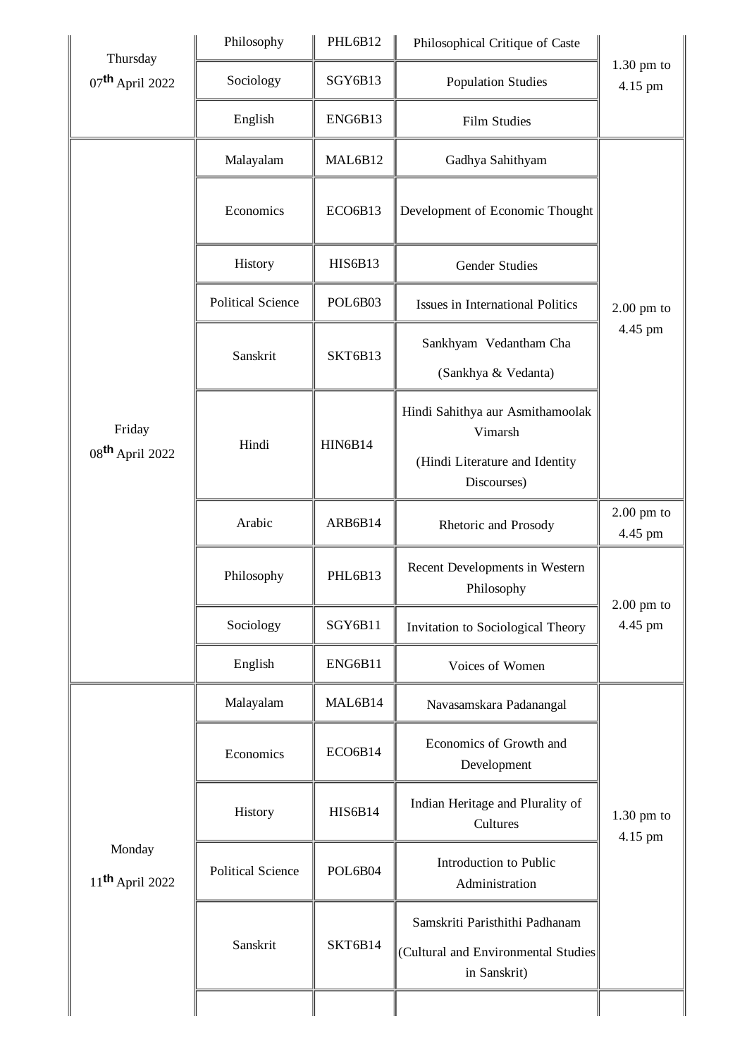| | | | | |
|---|---|---|---|---|
| Thursday 07th April 2022 | Philosophy | PHL6B12 | Philosophical Critique of Caste | 1.30 pm to 4.15 pm |
| | Sociology | SGY6B13 | Population Studies | |
| | English | ENG6B13 | Film Studies | |
| Friday 08th April 2022 | Malayalam | MAL6B12 | Gadhya Sahithyam | 2.00 pm to 4.45 pm |
| | Economics | ECO6B13 | Development of Economic Thought | |
| | History | HIS6B13 | Gender Studies | |
| | Political Science | POL6B03 | Issues in International Politics | |
| | Sanskrit | SKT6B13 | Sankhyam Vedantham Cha (Sankhya & Vedanta) | |
| | Hindi | HIN6B14 | Hindi Sahithya aur Asmithamoolak Vimarsh (Hindi Literature and Identity Discourses) | |
| | Arabic | ARB6B14 | Rhetoric and Prosody | 2.00 pm to 4.45 pm |
| | Philosophy | PHL6B13 | Recent Developments in Western Philosophy | 2.00 pm to 4.45 pm |
| | Sociology | SGY6B11 | Invitation to Sociological Theory | |
| | English | ENG6B11 | Voices of Women | |
| Monday 11th April 2022 | Malayalam | MAL6B14 | Navasamskara Padanangal | 1.30 pm to 4.15 pm |
| | Economics | ECO6B14 | Economics of Growth and Development | |
| | History | HIS6B14 | Indian Heritage and Plurality of Cultures | |
| | Political Science | POL6B04 | Introduction to Public Administration | |
| | Sanskrit | SKT6B14 | Samskriti Paristhithi Padhanam (Cultural and Environmental Studies in Sanskrit) | |
| | | | | |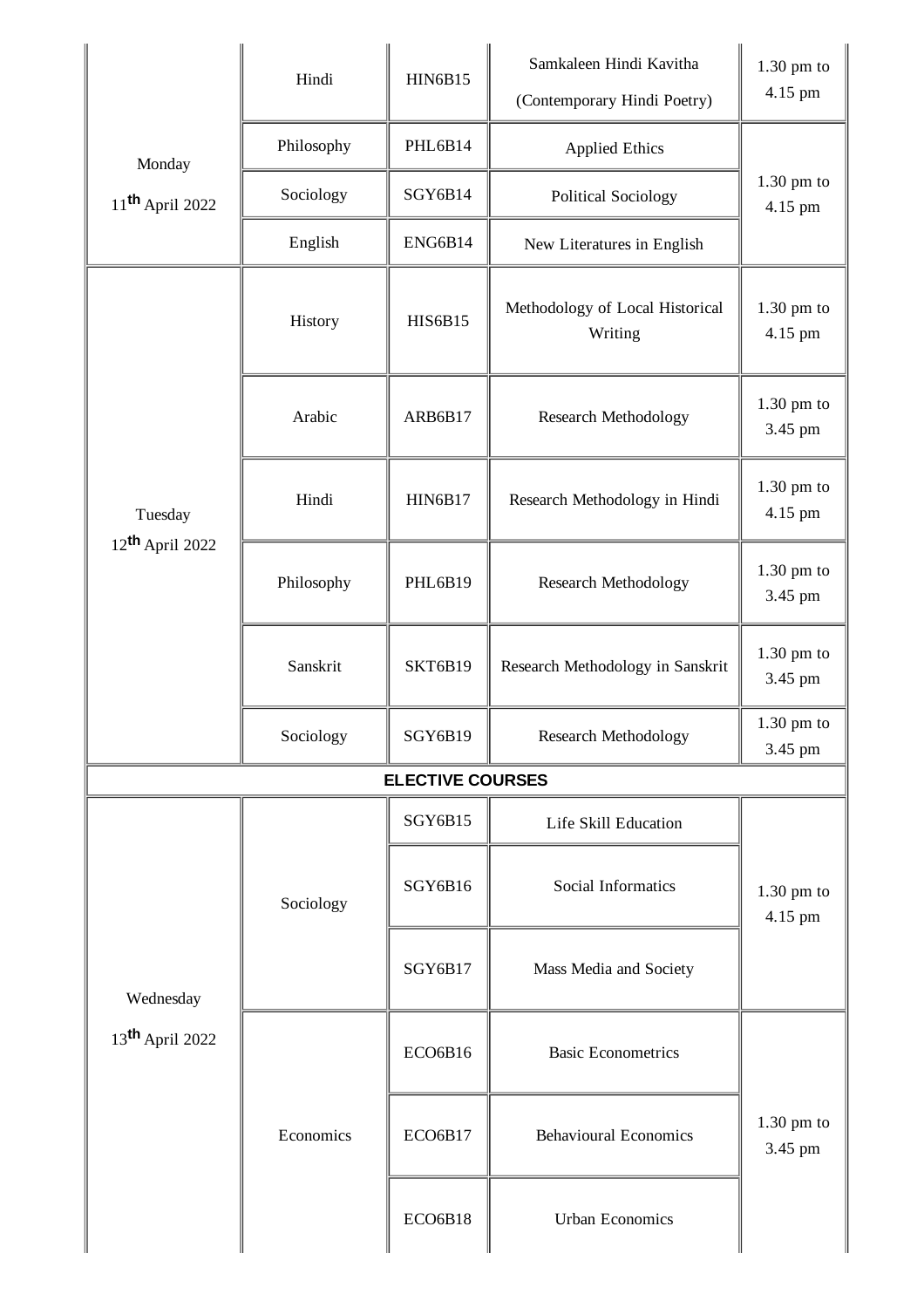| | | | | |
|---|---|---|---|---|
| | Hindi | HIN6B15 | Samkaleen Hindi Kavitha (Contemporary Hindi Poetry) | 1.30 pm to 4.15 pm |
| Monday 11th April 2022 | Philosophy | PHL6B14 | Applied Ethics | 1.30 pm to 4.15 pm |
| | Sociology | SGY6B14 | Political Sociology | |
| | English | ENG6B14 | New Literatures in English | |
| Tuesday 12th April 2022 | History | HIS6B15 | Methodology of Local Historical Writing | 1.30 pm to 4.15 pm |
| | Arabic | ARB6B17 | Research Methodology | 1.30 pm to 3.45 pm |
| | Hindi | HIN6B17 | Research Methodology in Hindi | 1.30 pm to 4.15 pm |
| | Philosophy | PHL6B19 | Research Methodology | 1.30 pm to 3.45 pm |
| | Sanskrit | SKT6B19 | Research Methodology in Sanskrit | 1.30 pm to 3.45 pm |
| | Sociology | SGY6B19 | Research Methodology | 1.30 pm to 3.45 pm |
| **ELECTIVE COURSES** | | | | |
| Wednesday 13th April 2022 | Sociology | SGY6B15 | Life Skill Education | 1.30 pm to 4.15 pm |
| | | SGY6B16 | Social Informatics | |
| | | SGY6B17 | Mass Media and Society | |
| | Economics | ECO6B16 | Basic Econometrics | 1.30 pm to 3.45 pm |
| | | ECO6B17 | Behavioural Economics | |
| | | ECO6B18 | Urban Economics | |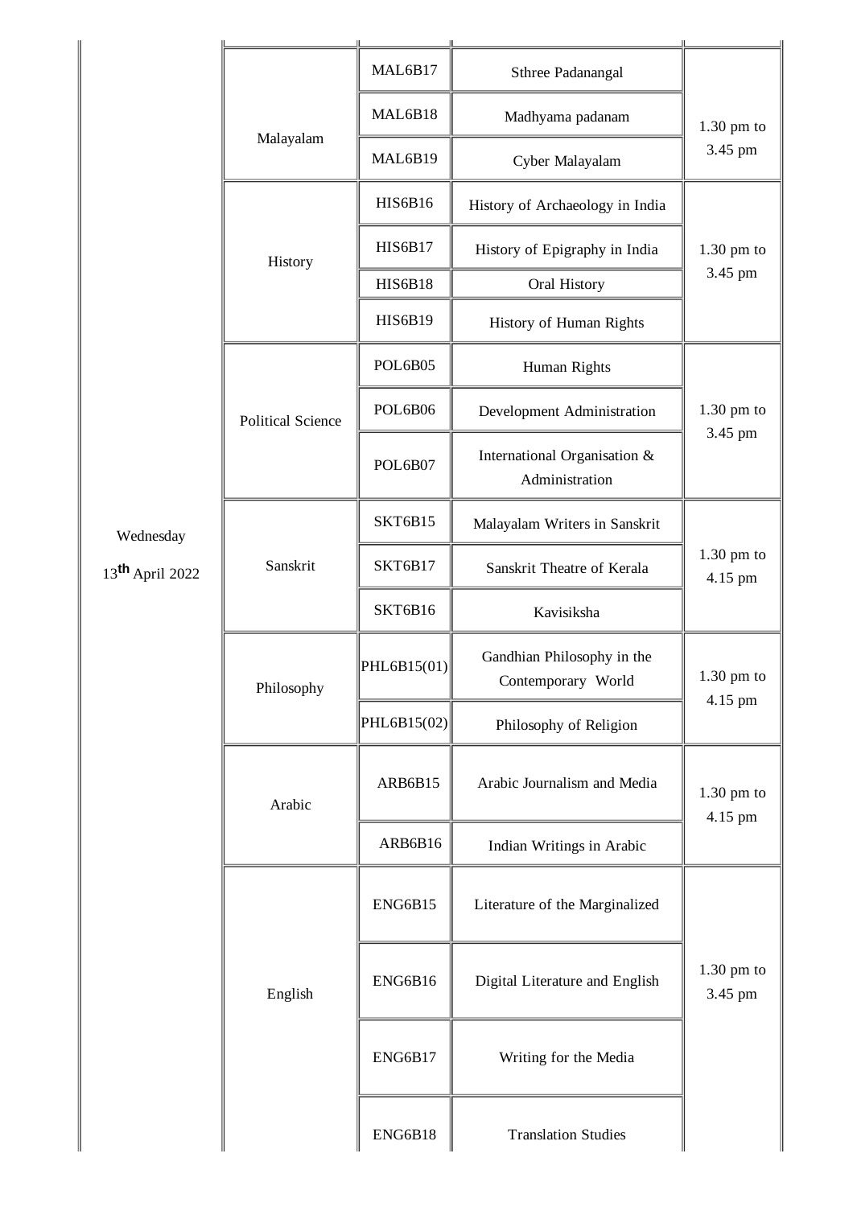| | | | | |
|---|---|---|---|---|
| Wednesday 13th April 2022 | Malayalam | MAL6B17 | Sthree Padanangal | 1.30 pm to 3.45 pm |
| | | MAL6B18 | Madhyama padanam | |
| | | MAL6B19 | Cyber Malayalam | |
| | History | HIS6B16 | History of Archaeology in India | 1.30 pm to 3.45 pm |
| | | HIS6B17 | History of Epigraphy in India | |
| | | HIS6B18 | Oral History | |
| | | HIS6B19 | History of Human Rights | |
| | Political Science | POL6B05 | Human Rights | 1.30 pm to 3.45 pm |
| | | POL6B06 | Development Administration | |
| | | POL6B07 | International Organisation & Administration | |
| | Sanskrit | SKT6B15 | Malayalam Writers in Sanskrit | 1.30 pm to 4.15 pm |
| | | SKT6B17 | Sanskrit Theatre of Kerala | |
| | | SKT6B16 | Kavisiksha | |
| | Philosophy | PHL6B15(01) | Gandhian Philosophy in the Contemporary World | 1.30 pm to 4.15 pm |
| | | PHL6B15(02) | Philosophy of Religion | |
| | Arabic | ARB6B15 | Arabic Journalism and Media | 1.30 pm to 4.15 pm |
| | | ARB6B16 | Indian Writings in Arabic | |
| | English | ENG6B15 | Literature of the Marginalized | 1.30 pm to 3.45 pm |
| | | ENG6B16 | Digital Literature and English | |
| | | ENG6B17 | Writing for the Media | |
| | | ENG6B18 | Translation Studies | |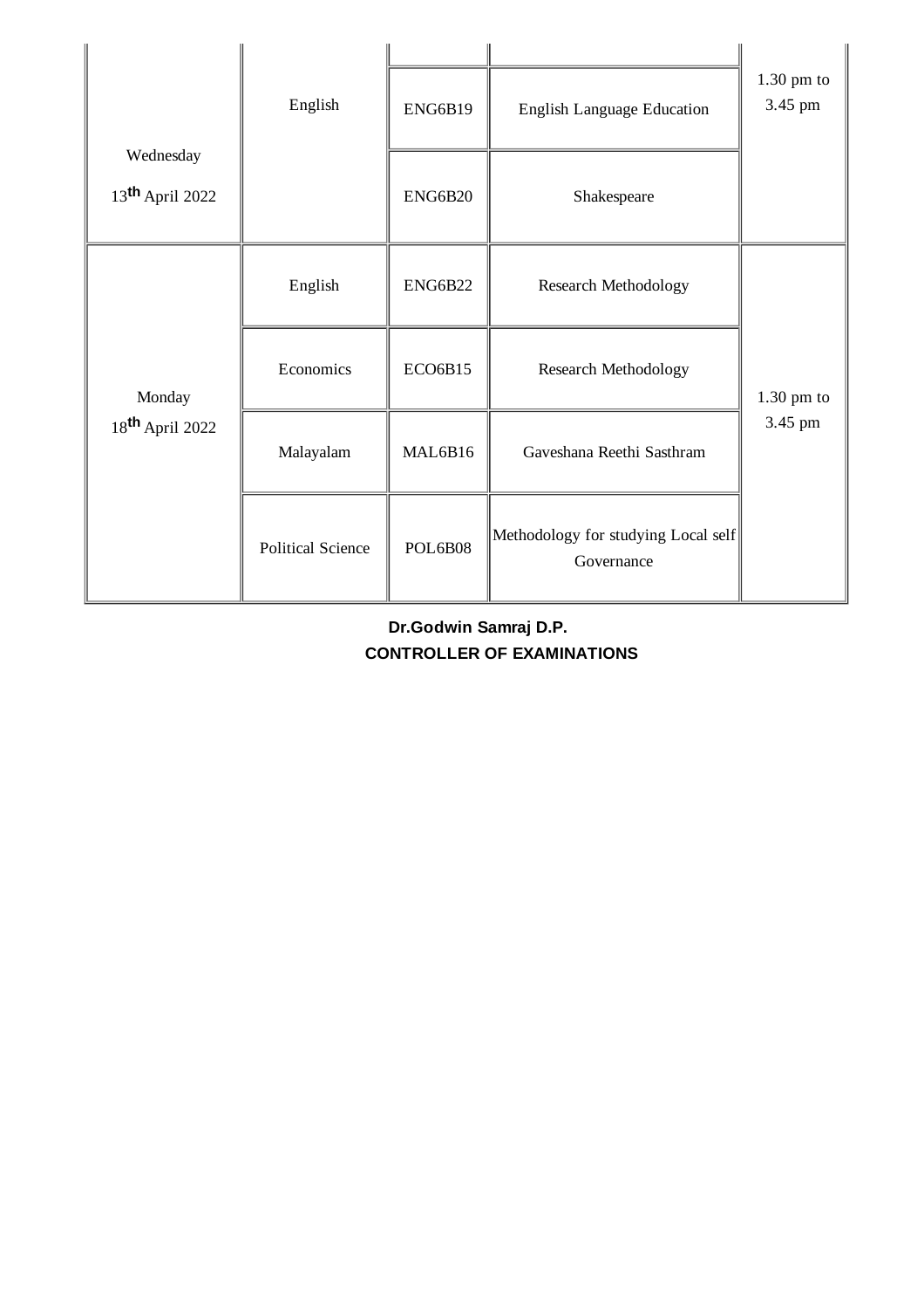| | | | | |
|---|---|---|---|---|
| | | | | |
| Wednesday 13th April 2022 | English | ENG6B19 | English Language Education | 1.30 pm to 3.45 pm |
| | | ENG6B20 | Shakespeare | |
| Monday 18th April 2022 | English | ENG6B22 | Research Methodology | 1.30 pm to 3.45 pm |
| | Economics | ECO6B15 | Research Methodology | |
| | Malayalam | MAL6B16 | Gaveshana Reethi Sasthram | |
| | Political Science | POL6B08 | Methodology for studying Local self Governance | |

**Dr.Godwin Samraj D.P.**
**CONTROLLER OF EXAMINATIONS**